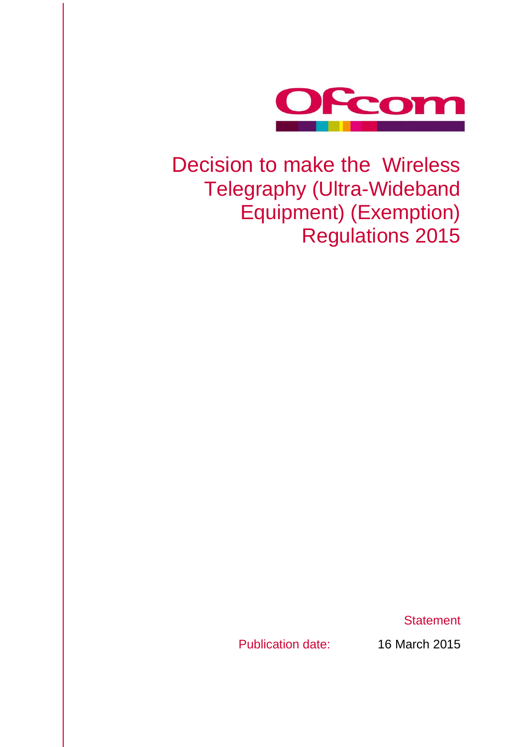Ofcom

# Decision to make the Wireless Telegraphy (Ultra-Wideband Equipment) (Exemption) Regulations 2015

Statement

Publication date: 16 March 2015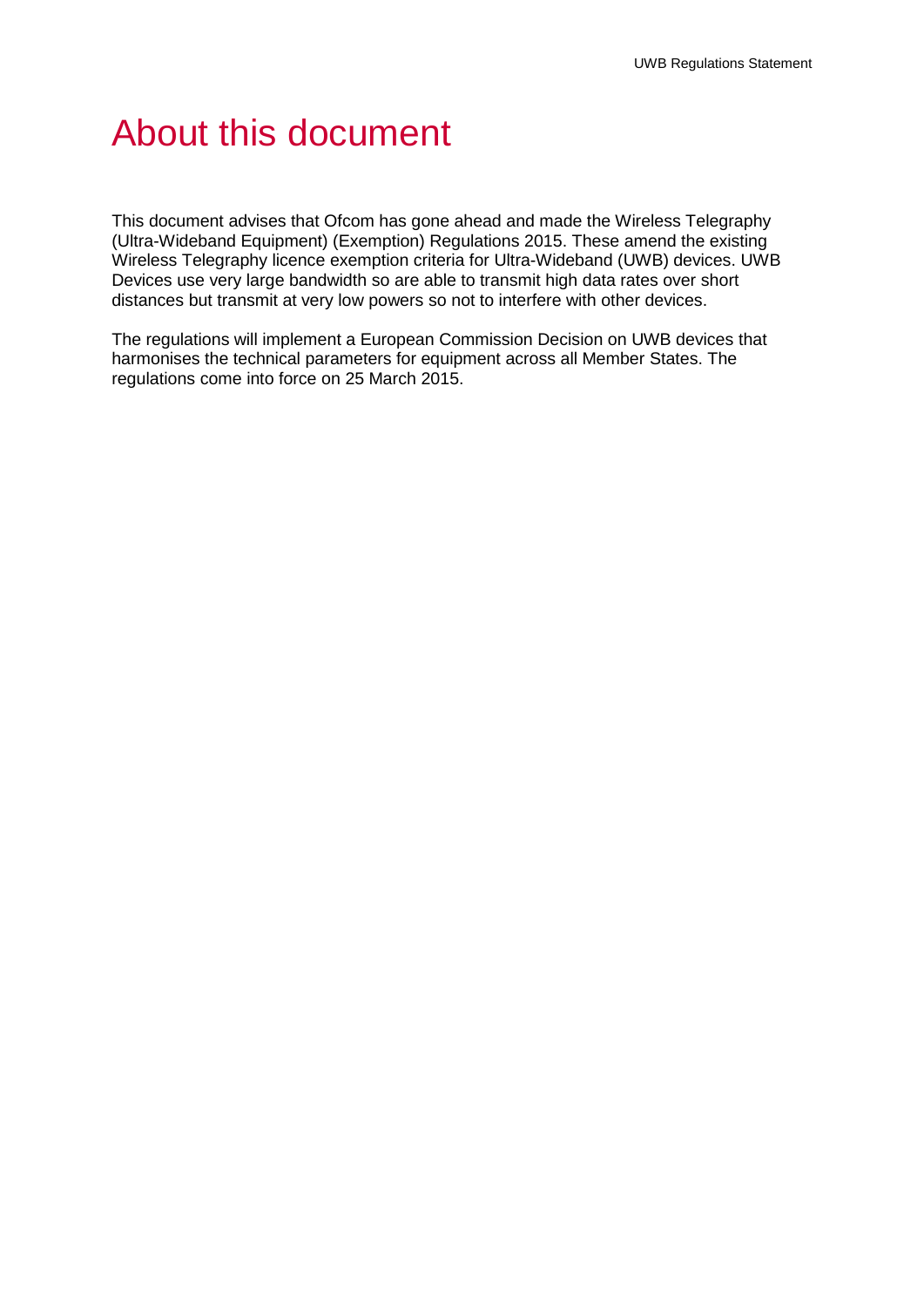# About this document

This document advises that Ofcom has gone ahead and made the Wireless Telegraphy (Ultra-Wideband Equipment) (Exemption) Regulations 2015. These amend the existing Wireless Telegraphy licence exemption criteria for Ultra-Wideband (UWB) devices. UWB Devices use very large bandwidth so are able to transmit high data rates over short distances but transmit at very low powers so not to interfere with other devices.

The regulations will implement a European Commission Decision on UWB devices that harmonises the technical parameters for equipment across all Member States. The regulations come into force on 25 March 2015.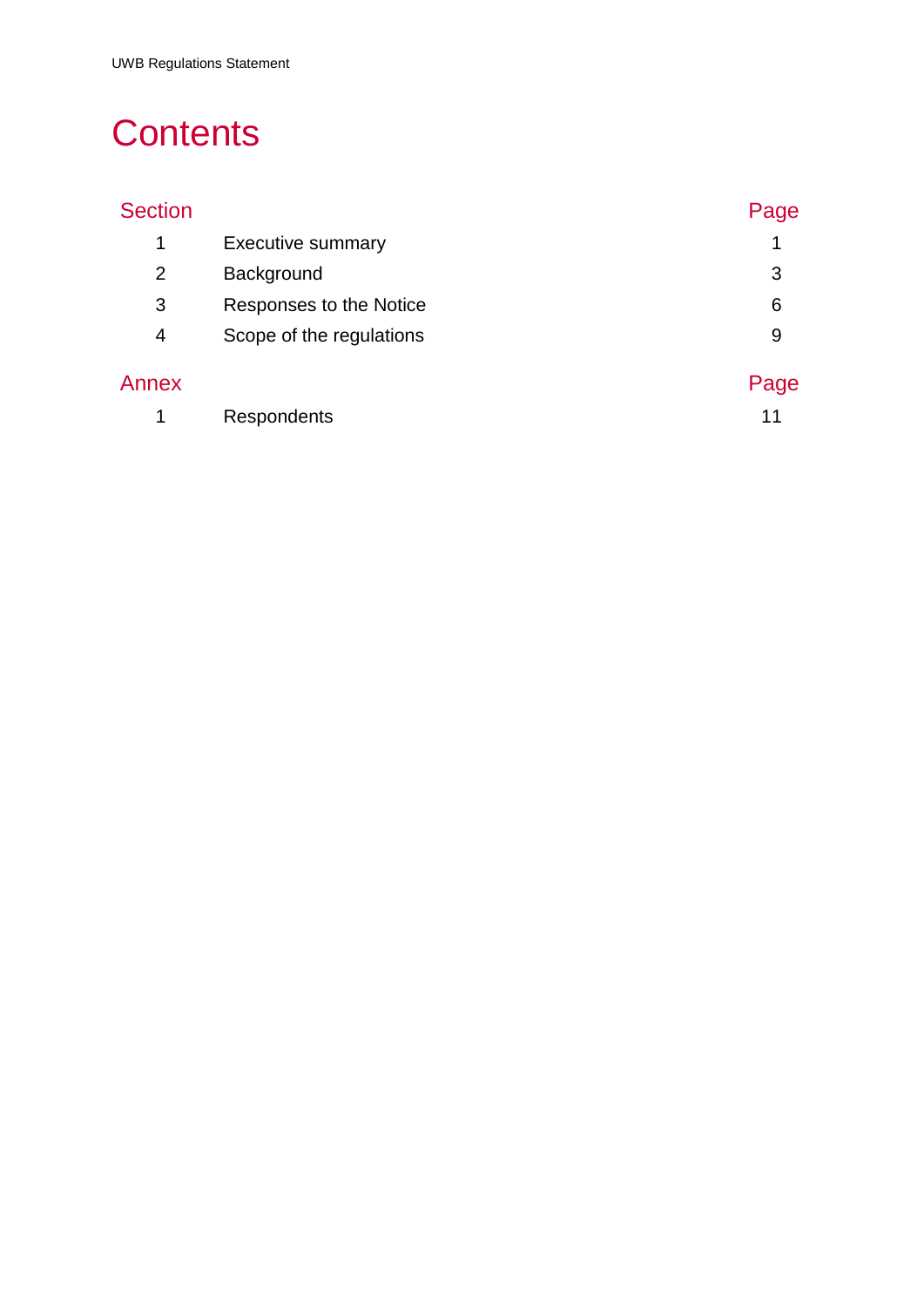# Contents

| Section | | Page |
|---|---|---|
| 1 | Executive summary | 1 |
| 2 | Background | 3 |
| 3 | Responses to the Notice | 6 |
| 4 | Scope of the regulations | 9 |

| Annex | | Page |
|---|---|---|
| 1 | Respondents | 11 |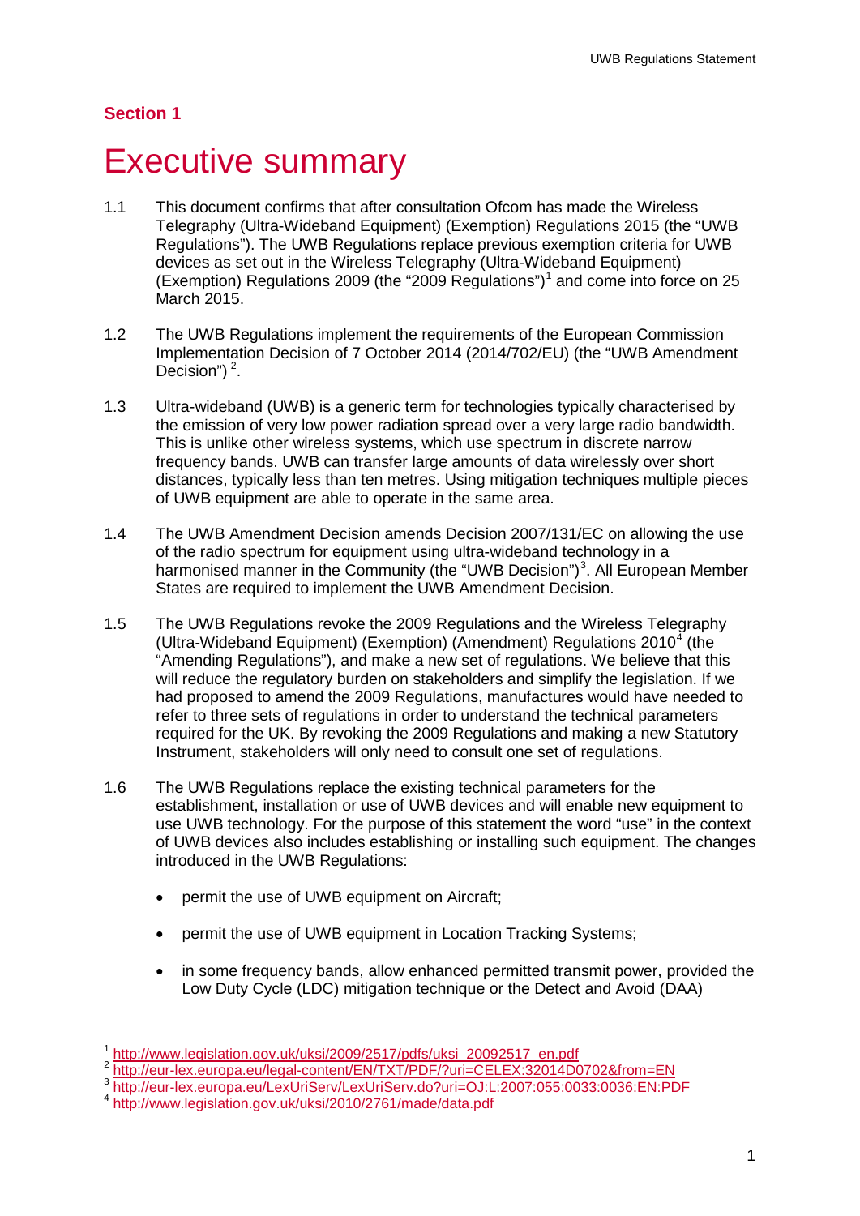## Section 1

# Executive summary

1.1 This document confirms that after consultation Ofcom has made the Wireless Telegraphy (Ultra-Wideband Equipment) (Exemption) Regulations 2015 (the "UWB Regulations"). The UWB Regulations replace previous exemption criteria for UWB devices as set out in the Wireless Telegraphy (Ultra-Wideband Equipment) (Exemption) Regulations 2009 (the "2009 Regulations")[1] and come into force on 25 March 2015.

1.2 The UWB Regulations implement the requirements of the European Commission Implementation Decision of 7 October 2014 (2014/702/EU) (the "UWB Amendment Decision")[2].

1.3 Ultra-wideband (UWB) is a generic term for technologies typically characterised by the emission of very low power radiation spread over a very large radio bandwidth. This is unlike other wireless systems, which use spectrum in discrete narrow frequency bands. UWB can transfer large amounts of data wirelessly over short distances, typically less than ten metres. Using mitigation techniques multiple pieces of UWB equipment are able to operate in the same area.

1.4 The UWB Amendment Decision amends Decision 2007/131/EC on allowing the use of the radio spectrum for equipment using ultra-wideband technology in a harmonised manner in the Community (the "UWB Decision")[3]. All European Member States are required to implement the UWB Amendment Decision.

1.5 The UWB Regulations revoke the 2009 Regulations and the Wireless Telegraphy (Ultra-Wideband Equipment) (Exemption) (Amendment) Regulations 2010[4] (the "Amending Regulations"), and make a new set of regulations. We believe that this will reduce the regulatory burden on stakeholders and simplify the legislation. If we had proposed to amend the 2009 Regulations, manufactures would have needed to refer to three sets of regulations in order to understand the technical parameters required for the UK. By revoking the 2009 Regulations and making a new Statutory Instrument, stakeholders will only need to consult one set of regulations.

1.6 The UWB Regulations replace the existing technical parameters for the establishment, installation or use of UWB devices and will enable new equipment to use UWB technology. For the purpose of this statement the word "use" in the context of UWB devices also includes establishing or installing such equipment. The changes introduced in the UWB Regulations:

- permit the use of UWB equipment on Aircraft;
- permit the use of UWB equipment in Location Tracking Systems;
- in some frequency bands, allow enhanced permitted transmit power, provided the Low Duty Cycle (LDC) mitigation technique or the Detect and Avoid (DAA)

---

[1] http://www.legislation.gov.uk/uksi/2009/2517/pdfs/uksi_20092517_en.pdf
[2] http://eur-lex.europa.eu/legal-content/EN/TXT/PDF/?uri=CELEX:32014D0702&from=EN
[3] http://eur-lex.europa.eu/LexUriServ/LexUriServ.do?uri=OJ:L:2007:055:0033:0036:EN:PDF
[4] http://www.legislation.gov.uk/uksi/2010/2761/made/data.pdf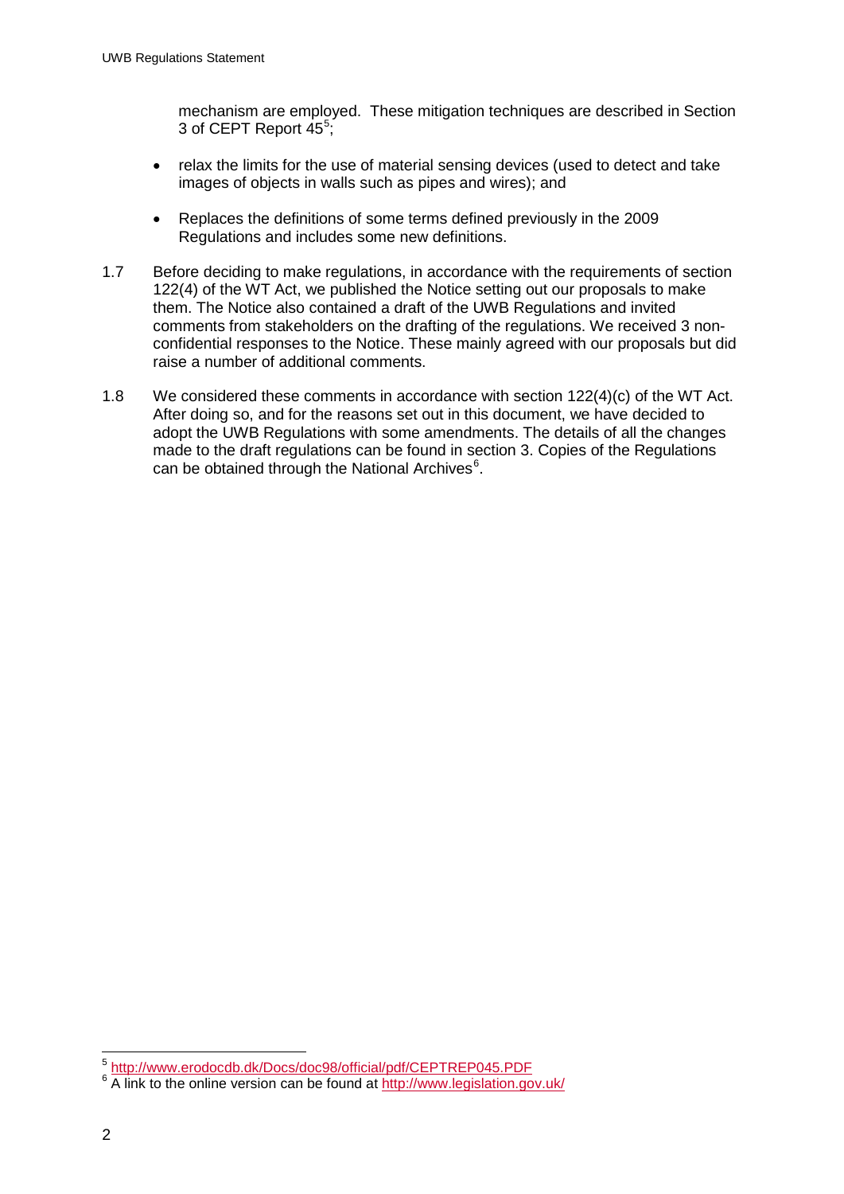mechanism are employed. These mitigation techniques are described in Section 3 of CEPT Report 45[5];

- relax the limits for the use of material sensing devices (used to detect and take images of objects in walls such as pipes and wires); and
- Replaces the definitions of some terms defined previously in the 2009 Regulations and includes some new definitions.

1.7 Before deciding to make regulations, in accordance with the requirements of section 122(4) of the WT Act, we published the Notice setting out our proposals to make them. The Notice also contained a draft of the UWB Regulations and invited comments from stakeholders on the drafting of the regulations. We received 3 non-confidential responses to the Notice. These mainly agreed with our proposals but did raise a number of additional comments.

1.8 We considered these comments in accordance with section 122(4)(c) of the WT Act. After doing so, and for the reasons set out in this document, we have decided to adopt the UWB Regulations with some amendments. The details of all the changes made to the draft regulations can be found in section 3. Copies of the Regulations can be obtained through the National Archives[6].

---

[5] http://www.erodocdb.dk/Docs/doc98/official/pdf/CEPTREP045.PDF

[6] A link to the online version can be found at http://www.legislation.gov.uk/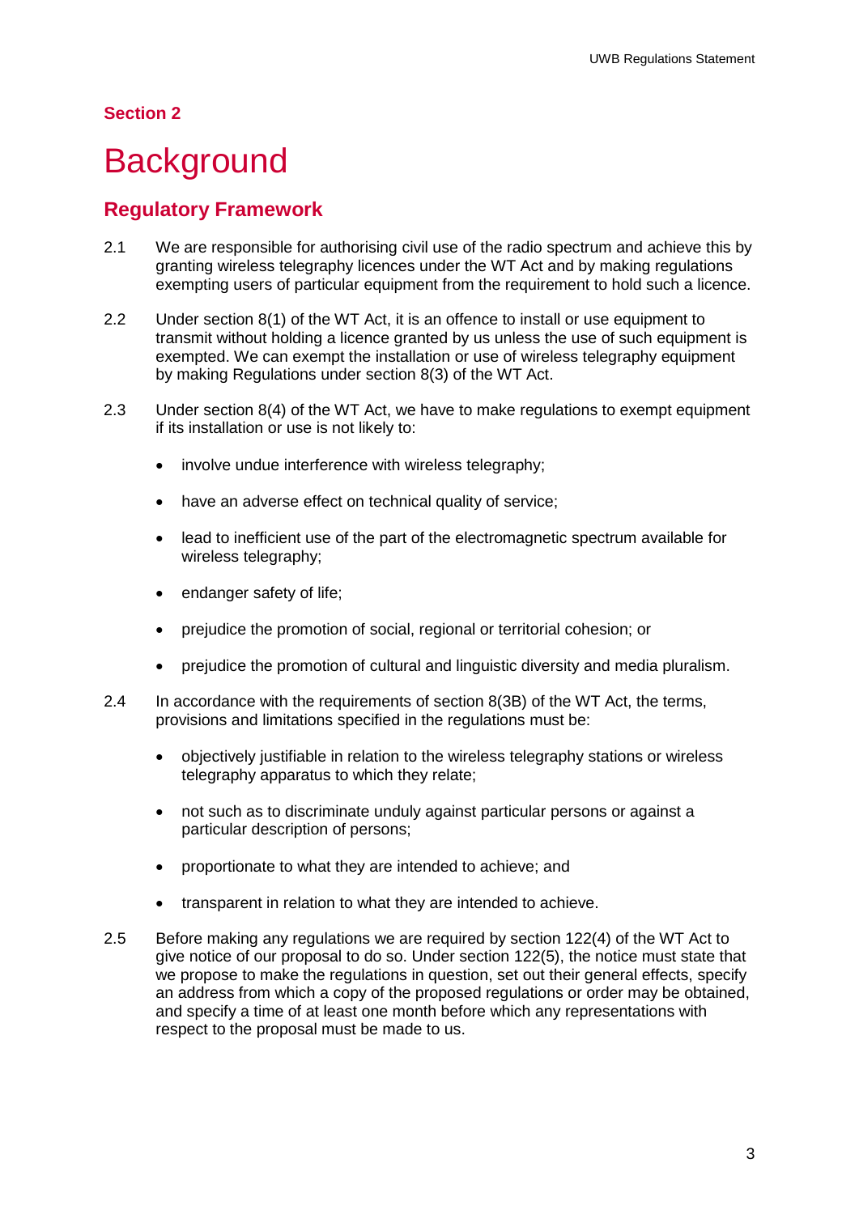## Section 2

# Background

## Regulatory Framework

2.1 We are responsible for authorising civil use of the radio spectrum and achieve this by granting wireless telegraphy licences under the WT Act and by making regulations exempting users of particular equipment from the requirement to hold such a licence.

2.2 Under section 8(1) of the WT Act, it is an offence to install or use equipment to transmit without holding a licence granted by us unless the use of such equipment is exempted. We can exempt the installation or use of wireless telegraphy equipment by making Regulations under section 8(3) of the WT Act.

2.3 Under section 8(4) of the WT Act, we have to make regulations to exempt equipment if its installation or use is not likely to:

- involve undue interference with wireless telegraphy;
- have an adverse effect on technical quality of service;
- lead to inefficient use of the part of the electromagnetic spectrum available for wireless telegraphy;
- endanger safety of life;
- prejudice the promotion of social, regional or territorial cohesion; or
- prejudice the promotion of cultural and linguistic diversity and media pluralism.

2.4 In accordance with the requirements of section 8(3B) of the WT Act, the terms, provisions and limitations specified in the regulations must be:

- objectively justifiable in relation to the wireless telegraphy stations or wireless telegraphy apparatus to which they relate;
- not such as to discriminate unduly against particular persons or against a particular description of persons;
- proportionate to what they are intended to achieve; and
- transparent in relation to what they are intended to achieve.

2.5 Before making any regulations we are required by section 122(4) of the WT Act to give notice of our proposal to do so. Under section 122(5), the notice must state that we propose to make the regulations in question, set out their general effects, specify an address from which a copy of the proposed regulations or order may be obtained, and specify a time of at least one month before which any representations with respect to the proposal must be made to us.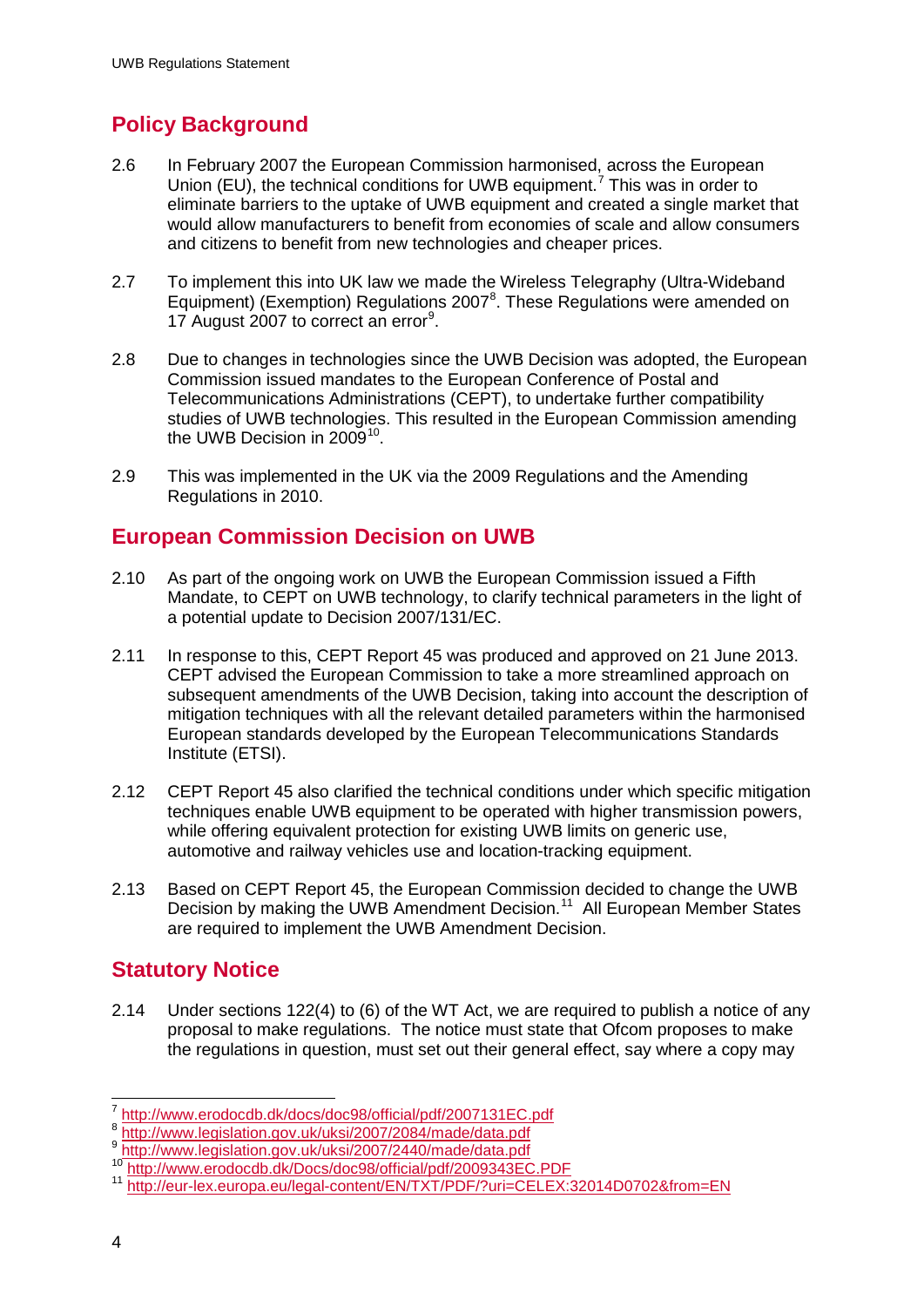## Policy Background

2.6 In February 2007 the European Commission harmonised, across the European Union (EU), the technical conditions for UWB equipment.[7] This was in order to eliminate barriers to the uptake of UWB equipment and created a single market that would allow manufacturers to benefit from economies of scale and allow consumers and citizens to benefit from new technologies and cheaper prices.

2.7 To implement this into UK law we made the Wireless Telegraphy (Ultra-Wideband Equipment) (Exemption) Regulations 2007[8]. These Regulations were amended on 17 August 2007 to correct an error[9].

2.8 Due to changes in technologies since the UWB Decision was adopted, the European Commission issued mandates to the European Conference of Postal and Telecommunications Administrations (CEPT), to undertake further compatibility studies of UWB technologies. This resulted in the European Commission amending the UWB Decision in 2009[10].

2.9 This was implemented in the UK via the 2009 Regulations and the Amending Regulations in 2010.

## European Commission Decision on UWB

2.10 As part of the ongoing work on UWB the European Commission issued a Fifth Mandate, to CEPT on UWB technology, to clarify technical parameters in the light of a potential update to Decision 2007/131/EC.

2.11 In response to this, CEPT Report 45 was produced and approved on 21 June 2013. CEPT advised the European Commission to take a more streamlined approach on subsequent amendments of the UWB Decision, taking into account the description of mitigation techniques with all the relevant detailed parameters within the harmonised European standards developed by the European Telecommunications Standards Institute (ETSI).

2.12 CEPT Report 45 also clarified the technical conditions under which specific mitigation techniques enable UWB equipment to be operated with higher transmission powers, while offering equivalent protection for existing UWB limits on generic use, automotive and railway vehicles use and location-tracking equipment.

2.13 Based on CEPT Report 45, the European Commission decided to change the UWB Decision by making the UWB Amendment Decision.[11] All European Member States are required to implement the UWB Amendment Decision.

## Statutory Notice

2.14 Under sections 122(4) to (6) of the WT Act, we are required to publish a notice of any proposal to make regulations. The notice must state that Ofcom proposes to make the regulations in question, must set out their general effect, say where a copy may

---

[7] http://www.erodocdb.dk/docs/doc98/official/pdf/2007131EC.pdf

[8] http://www.legislation.gov.uk/uksi/2007/2084/made/data.pdf

[9] http://www.legislation.gov.uk/uksi/2007/2440/made/data.pdf

[10] http://www.erodocdb.dk/Docs/doc98/official/pdf/2009343EC.PDF

[11] http://eur-lex.europa.eu/legal-content/EN/TXT/PDF/?uri=CELEX:32014D0702&from=EN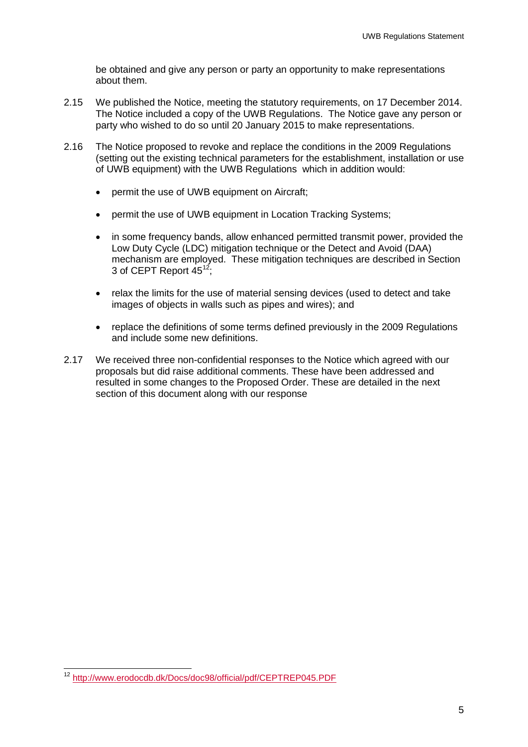be obtained and give any person or party an opportunity to make representations about them.

2.15 We published the Notice, meeting the statutory requirements, on 17 December 2014. The Notice included a copy of the UWB Regulations. The Notice gave any person or party who wished to do so until 20 January 2015 to make representations.

2.16 The Notice proposed to revoke and replace the conditions in the 2009 Regulations (setting out the existing technical parameters for the establishment, installation or use of UWB equipment) with the UWB Regulations which in addition would:

- permit the use of UWB equipment on Aircraft;
- permit the use of UWB equipment in Location Tracking Systems;
- in some frequency bands, allow enhanced permitted transmit power, provided the Low Duty Cycle (LDC) mitigation technique or the Detect and Avoid (DAA) mechanism are employed. These mitigation techniques are described in Section 3 of CEPT Report 45[12];
- relax the limits for the use of material sensing devices (used to detect and take images of objects in walls such as pipes and wires); and
- replace the definitions of some terms defined previously in the 2009 Regulations and include some new definitions.

2.17 We received three non-confidential responses to the Notice which agreed with our proposals but did raise additional comments. These have been addressed and resulted in some changes to the Proposed Order. These are detailed in the next section of this document along with our response

[12] http://www.erodocdb.dk/Docs/doc98/official/pdf/CEPTREP045.PDF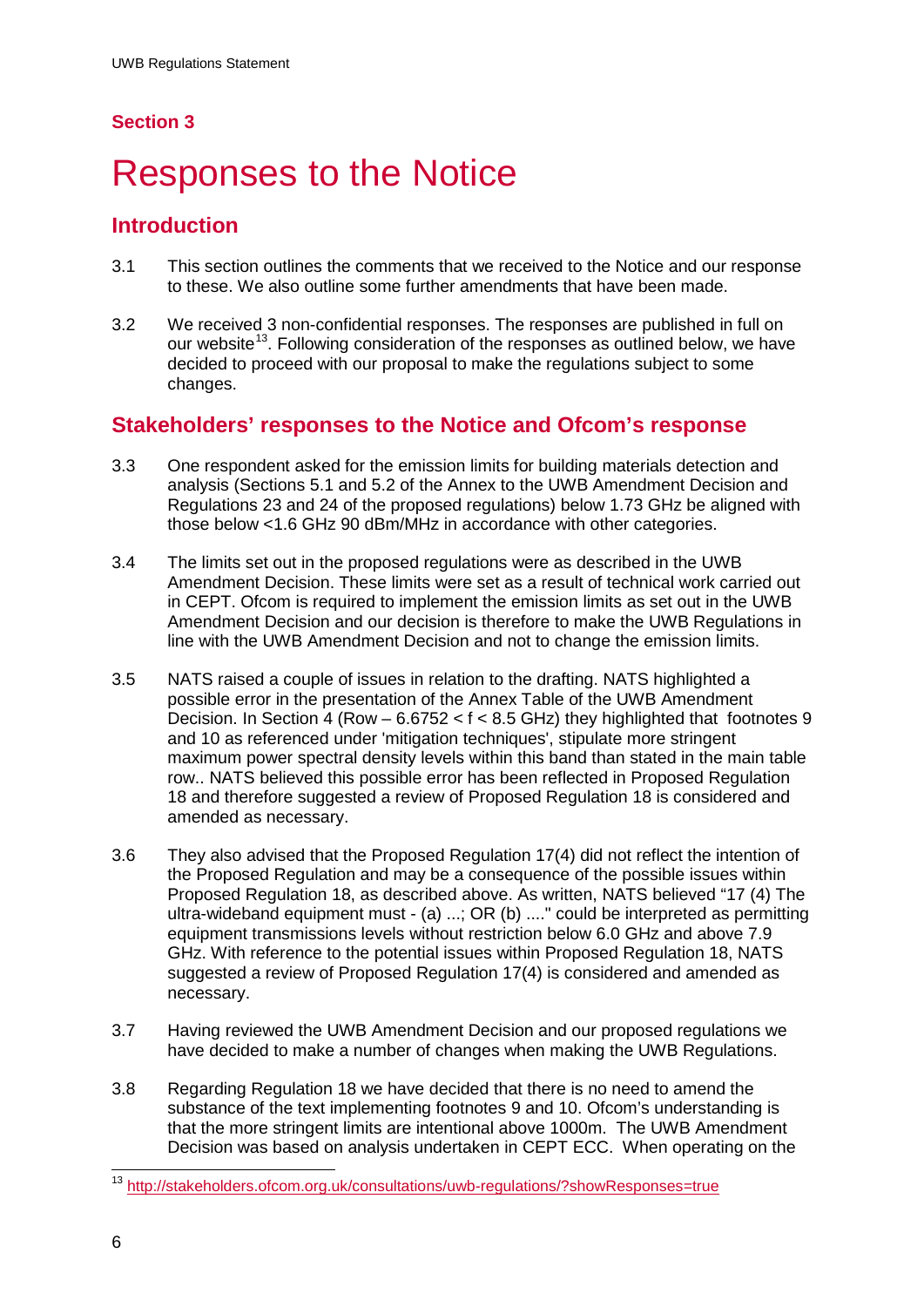## Section 3

# Responses to the Notice

## Introduction

3.1 This section outlines the comments that we received to the Notice and our response to these. We also outline some further amendments that have been made.

3.2 We received 3 non-confidential responses. The responses are published in full on our website[13]. Following consideration of the responses as outlined below, we have decided to proceed with our proposal to make the regulations subject to some changes.

## Stakeholders' responses to the Notice and Ofcom's response

3.3 One respondent asked for the emission limits for building materials detection and analysis (Sections 5.1 and 5.2 of the Annex to the UWB Amendment Decision and Regulations 23 and 24 of the proposed regulations) below 1.73 GHz be aligned with those below <1.6 GHz 90 dBm/MHz in accordance with other categories.

3.4 The limits set out in the proposed regulations were as described in the UWB Amendment Decision. These limits were set as a result of technical work carried out in CEPT. Ofcom is required to implement the emission limits as set out in the UWB Amendment Decision and our decision is therefore to make the UWB Regulations in line with the UWB Amendment Decision and not to change the emission limits.

3.5 NATS raised a couple of issues in relation to the drafting. NATS highlighted a possible error in the presentation of the Annex Table of the UWB Amendment Decision. In Section 4 (Row – 6.6752 < f < 8.5 GHz) they highlighted that footnotes 9 and 10 as referenced under 'mitigation techniques', stipulate more stringent maximum power spectral density levels within this band than stated in the main table row.. NATS believed this possible error has been reflected in Proposed Regulation 18 and therefore suggested a review of Proposed Regulation 18 is considered and amended as necessary.

3.6 They also advised that the Proposed Regulation 17(4) did not reflect the intention of the Proposed Regulation and may be a consequence of the possible issues within Proposed Regulation 18, as described above. As written, NATS believed "17 (4) The ultra-wideband equipment must - (a) ...; OR (b) ...." could be interpreted as permitting equipment transmissions levels without restriction below 6.0 GHz and above 7.9 GHz. With reference to the potential issues within Proposed Regulation 18, NATS suggested a review of Proposed Regulation 17(4) is considered and amended as necessary.

3.7 Having reviewed the UWB Amendment Decision and our proposed regulations we have decided to make a number of changes when making the UWB Regulations.

3.8 Regarding Regulation 18 we have decided that there is no need to amend the substance of the text implementing footnotes 9 and 10. Ofcom's understanding is that the more stringent limits are intentional above 1000m. The UWB Amendment Decision was based on analysis undertaken in CEPT ECC. When operating on the

[13] http://stakeholders.ofcom.org.uk/consultations/uwb-regulations/?showResponses=true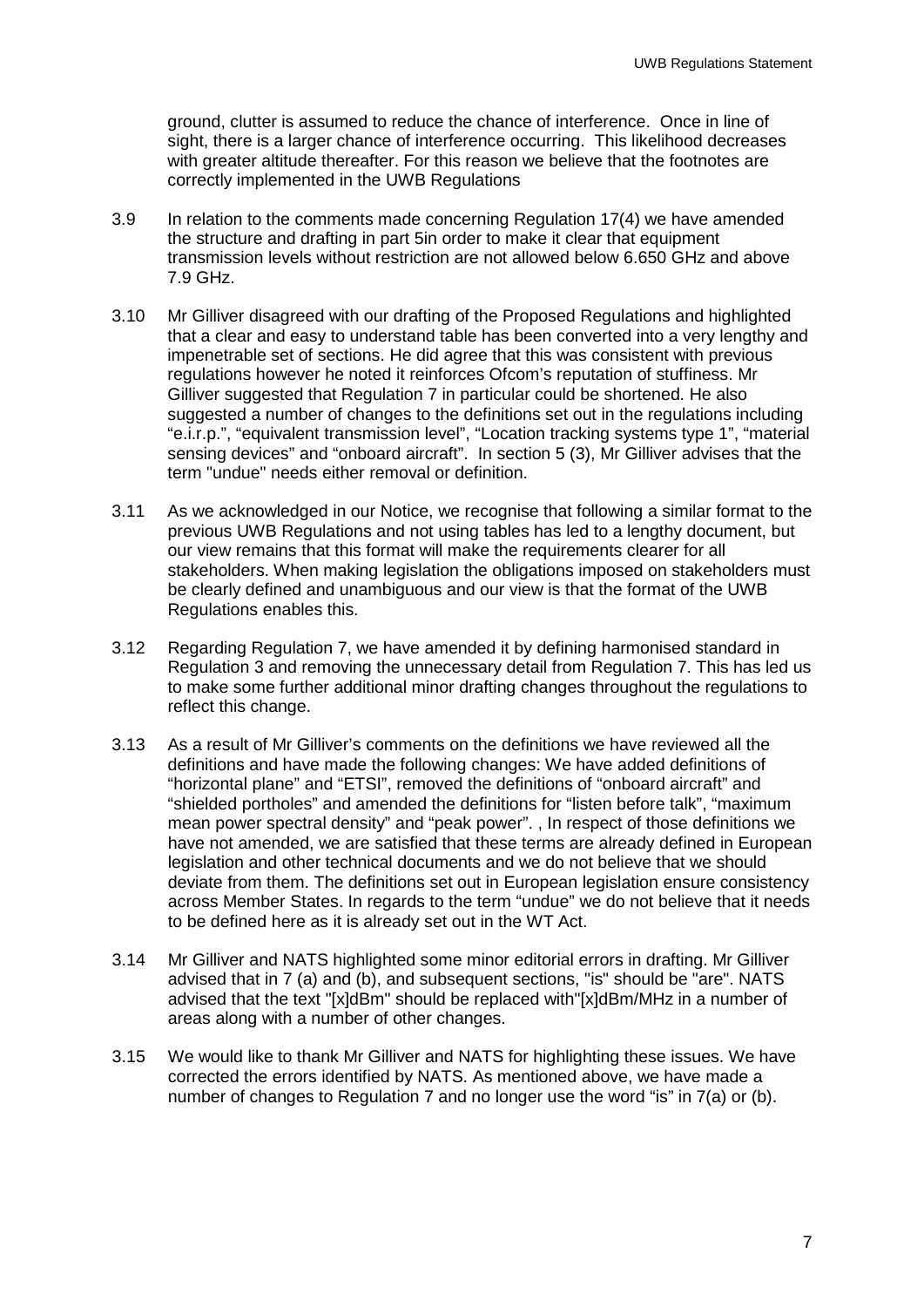ground, clutter is assumed to reduce the chance of interference. Once in line of sight, there is a larger chance of interference occurring. This likelihood decreases with greater altitude thereafter. For this reason we believe that the footnotes are correctly implemented in the UWB Regulations

3.9 In relation to the comments made concerning Regulation 17(4) we have amended the structure and drafting in part 5in order to make it clear that equipment transmission levels without restriction are not allowed below 6.650 GHz and above 7.9 GHz.

3.10 Mr Gilliver disagreed with our drafting of the Proposed Regulations and highlighted that a clear and easy to understand table has been converted into a very lengthy and impenetrable set of sections. He did agree that this was consistent with previous regulations however he noted it reinforces Ofcom's reputation of stuffiness. Mr Gilliver suggested that Regulation 7 in particular could be shortened. He also suggested a number of changes to the definitions set out in the regulations including "e.i.r.p.", "equivalent transmission level", "Location tracking systems type 1", "material sensing devices" and "onboard aircraft". In section 5 (3), Mr Gilliver advises that the term "undue" needs either removal or definition.

3.11 As we acknowledged in our Notice, we recognise that following a similar format to the previous UWB Regulations and not using tables has led to a lengthy document, but our view remains that this format will make the requirements clearer for all stakeholders. When making legislation the obligations imposed on stakeholders must be clearly defined and unambiguous and our view is that the format of the UWB Regulations enables this.

3.12 Regarding Regulation 7, we have amended it by defining harmonised standard in Regulation 3 and removing the unnecessary detail from Regulation 7. This has led us to make some further additional minor drafting changes throughout the regulations to reflect this change.

3.13 As a result of Mr Gilliver's comments on the definitions we have reviewed all the definitions and have made the following changes: We have added definitions of "horizontal plane" and "ETSI", removed the definitions of "onboard aircraft" and "shielded portholes" and amended the definitions for "listen before talk", "maximum mean power spectral density" and "peak power". , In respect of those definitions we have not amended, we are satisfied that these terms are already defined in European legislation and other technical documents and we do not believe that we should deviate from them. The definitions set out in European legislation ensure consistency across Member States. In regards to the term "undue" we do not believe that it needs to be defined here as it is already set out in the WT Act.

3.14 Mr Gilliver and NATS highlighted some minor editorial errors in drafting. Mr Gilliver advised that in 7 (a) and (b), and subsequent sections, "is" should be "are". NATS advised that the text "[x]dBm" should be replaced with"[x]dBm/MHz in a number of areas along with a number of other changes.

3.15 We would like to thank Mr Gilliver and NATS for highlighting these issues. We have corrected the errors identified by NATS. As mentioned above, we have made a number of changes to Regulation 7 and no longer use the word "is" in 7(a) or (b).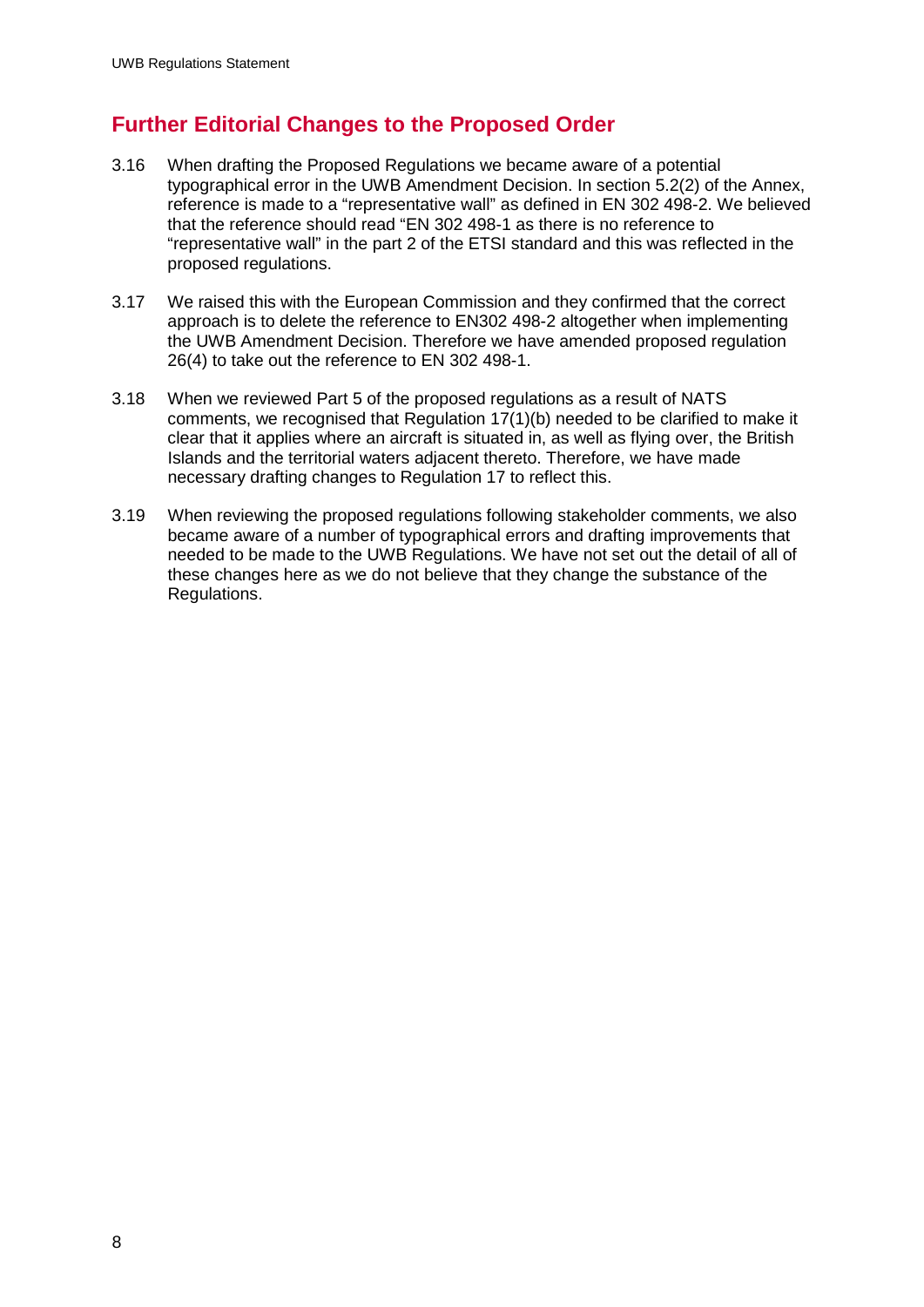## Further Editorial Changes to the Proposed Order

3.16 When drafting the Proposed Regulations we became aware of a potential typographical error in the UWB Amendment Decision. In section 5.2(2) of the Annex, reference is made to a "representative wall" as defined in EN 302 498-2. We believed that the reference should read "EN 302 498-1 as there is no reference to "representative wall" in the part 2 of the ETSI standard and this was reflected in the proposed regulations.

3.17 We raised this with the European Commission and they confirmed that the correct approach is to delete the reference to EN302 498-2 altogether when implementing the UWB Amendment Decision. Therefore we have amended proposed regulation 26(4) to take out the reference to EN 302 498-1.

3.18 When we reviewed Part 5 of the proposed regulations as a result of NATS comments, we recognised that Regulation 17(1)(b) needed to be clarified to make it clear that it applies where an aircraft is situated in, as well as flying over, the British Islands and the territorial waters adjacent thereto. Therefore, we have made necessary drafting changes to Regulation 17 to reflect this.

3.19 When reviewing the proposed regulations following stakeholder comments, we also became aware of a number of typographical errors and drafting improvements that needed to be made to the UWB Regulations. We have not set out the detail of all of these changes here as we do not believe that they change the substance of the Regulations.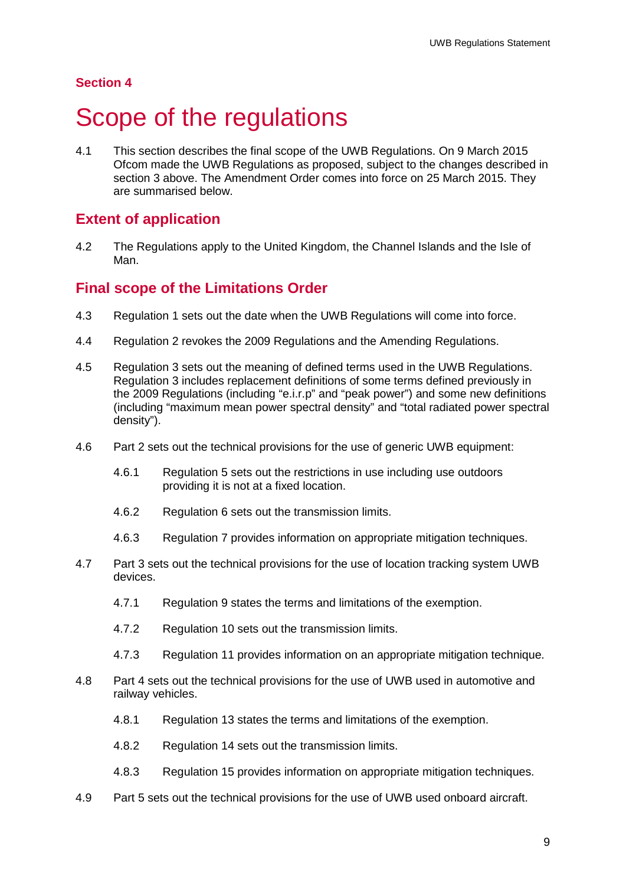**Section 4**

# Scope of the regulations

4.1 This section describes the final scope of the UWB Regulations. On 9 March 2015 Ofcom made the UWB Regulations as proposed, subject to the changes described in section 3 above. The Amendment Order comes into force on 25 March 2015. They are summarised below.

## Extent of application

4.2 The Regulations apply to the United Kingdom, the Channel Islands and the Isle of Man.

## Final scope of the Limitations Order

4.3 Regulation 1 sets out the date when the UWB Regulations will come into force.

4.4 Regulation 2 revokes the 2009 Regulations and the Amending Regulations.

4.5 Regulation 3 sets out the meaning of defined terms used in the UWB Regulations. Regulation 3 includes replacement definitions of some terms defined previously in the 2009 Regulations (including "e.i.r.p" and "peak power") and some new definitions (including "maximum mean power spectral density" and "total radiated power spectral density").

4.6 Part 2 sets out the technical provisions for the use of generic UWB equipment:

4.6.1 Regulation 5 sets out the restrictions in use including use outdoors providing it is not at a fixed location.

4.6.2 Regulation 6 sets out the transmission limits.

4.6.3 Regulation 7 provides information on appropriate mitigation techniques.

4.7 Part 3 sets out the technical provisions for the use of location tracking system UWB devices.

4.7.1 Regulation 9 states the terms and limitations of the exemption.

4.7.2 Regulation 10 sets out the transmission limits.

4.7.3 Regulation 11 provides information on an appropriate mitigation technique.

4.8 Part 4 sets out the technical provisions for the use of UWB used in automotive and railway vehicles.

4.8.1 Regulation 13 states the terms and limitations of the exemption.

4.8.2 Regulation 14 sets out the transmission limits.

4.8.3 Regulation 15 provides information on appropriate mitigation techniques.

4.9 Part 5 sets out the technical provisions for the use of UWB used onboard aircraft.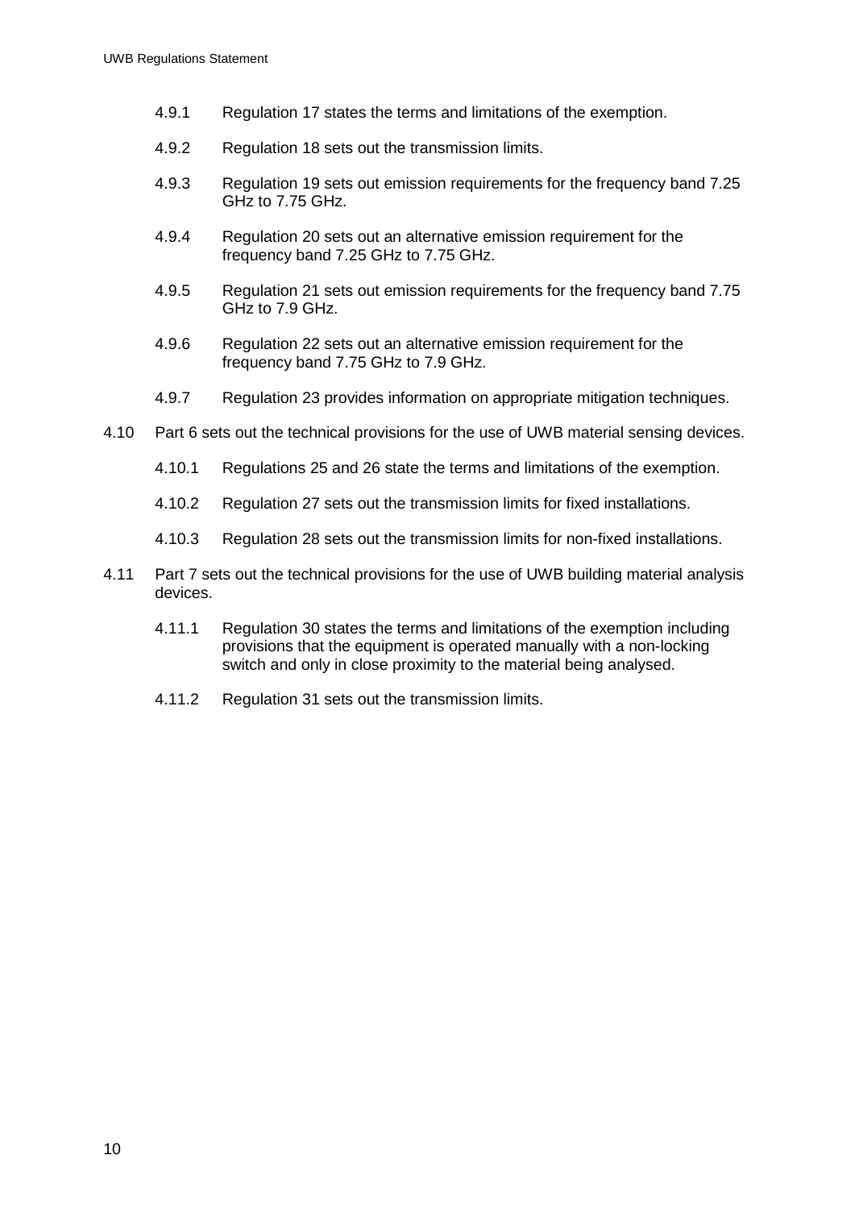4.9.1 Regulation 17 states the terms and limitations of the exemption.

4.9.2 Regulation 18 sets out the transmission limits.

4.9.3 Regulation 19 sets out emission requirements for the frequency band 7.25 GHz to 7.75 GHz.

4.9.4 Regulation 20 sets out an alternative emission requirement for the frequency band 7.25 GHz to 7.75 GHz.

4.9.5 Regulation 21 sets out emission requirements for the frequency band 7.75 GHz to 7.9 GHz.

4.9.6 Regulation 22 sets out an alternative emission requirement for the frequency band 7.75 GHz to 7.9 GHz.

4.9.7 Regulation 23 provides information on appropriate mitigation techniques.

4.10 Part 6 sets out the technical provisions for the use of UWB material sensing devices.

4.10.1 Regulations 25 and 26 state the terms and limitations of the exemption.

4.10.2 Regulation 27 sets out the transmission limits for fixed installations.

4.10.3 Regulation 28 sets out the transmission limits for non-fixed installations.

4.11 Part 7 sets out the technical provisions for the use of UWB building material analysis devices.

4.11.1 Regulation 30 states the terms and limitations of the exemption including provisions that the equipment is operated manually with a non-locking switch and only in close proximity to the material being analysed.

4.11.2 Regulation 31 sets out the transmission limits.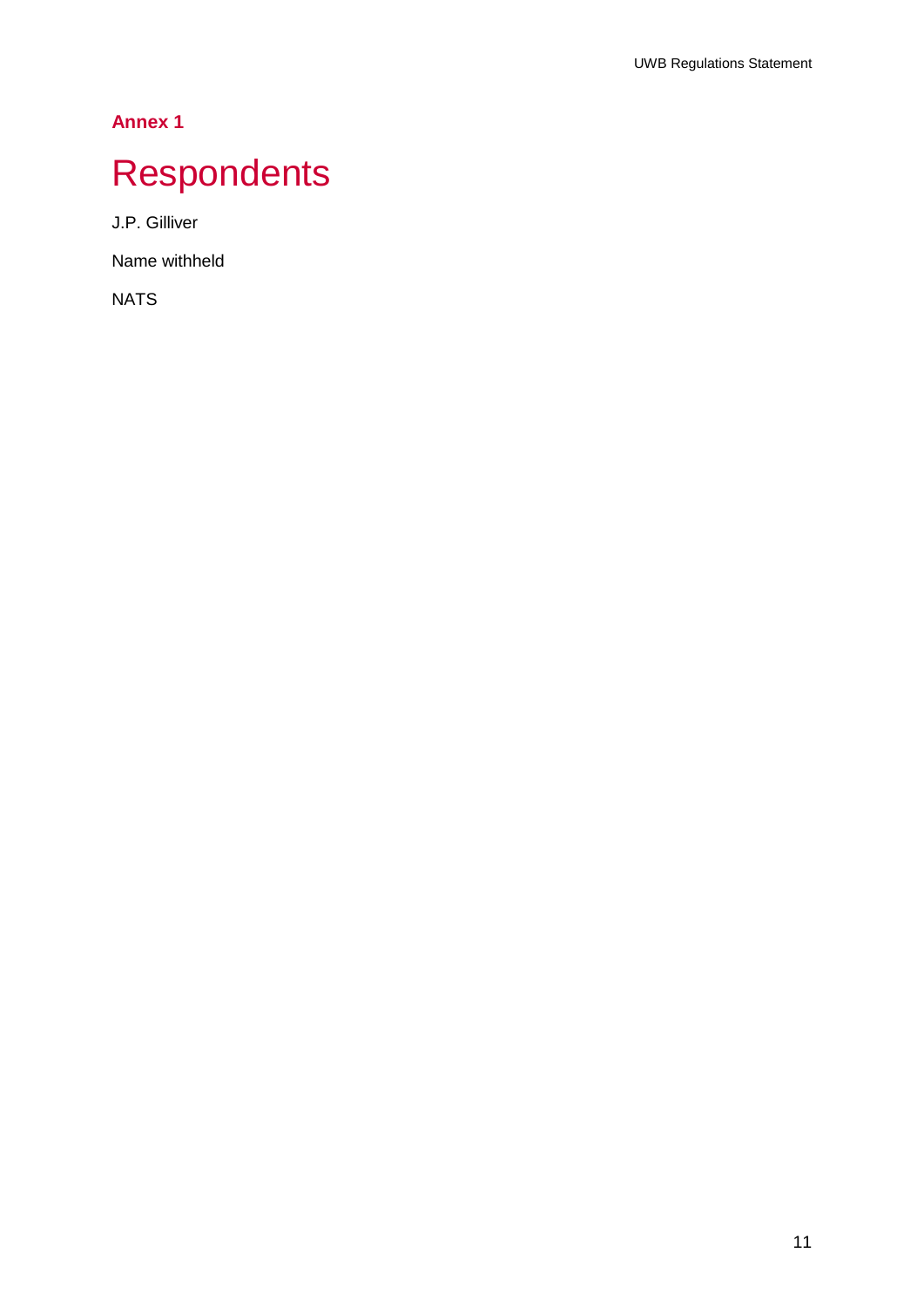**Annex 1**

# Respondents

J.P. Gilliver

Name withheld

NATS